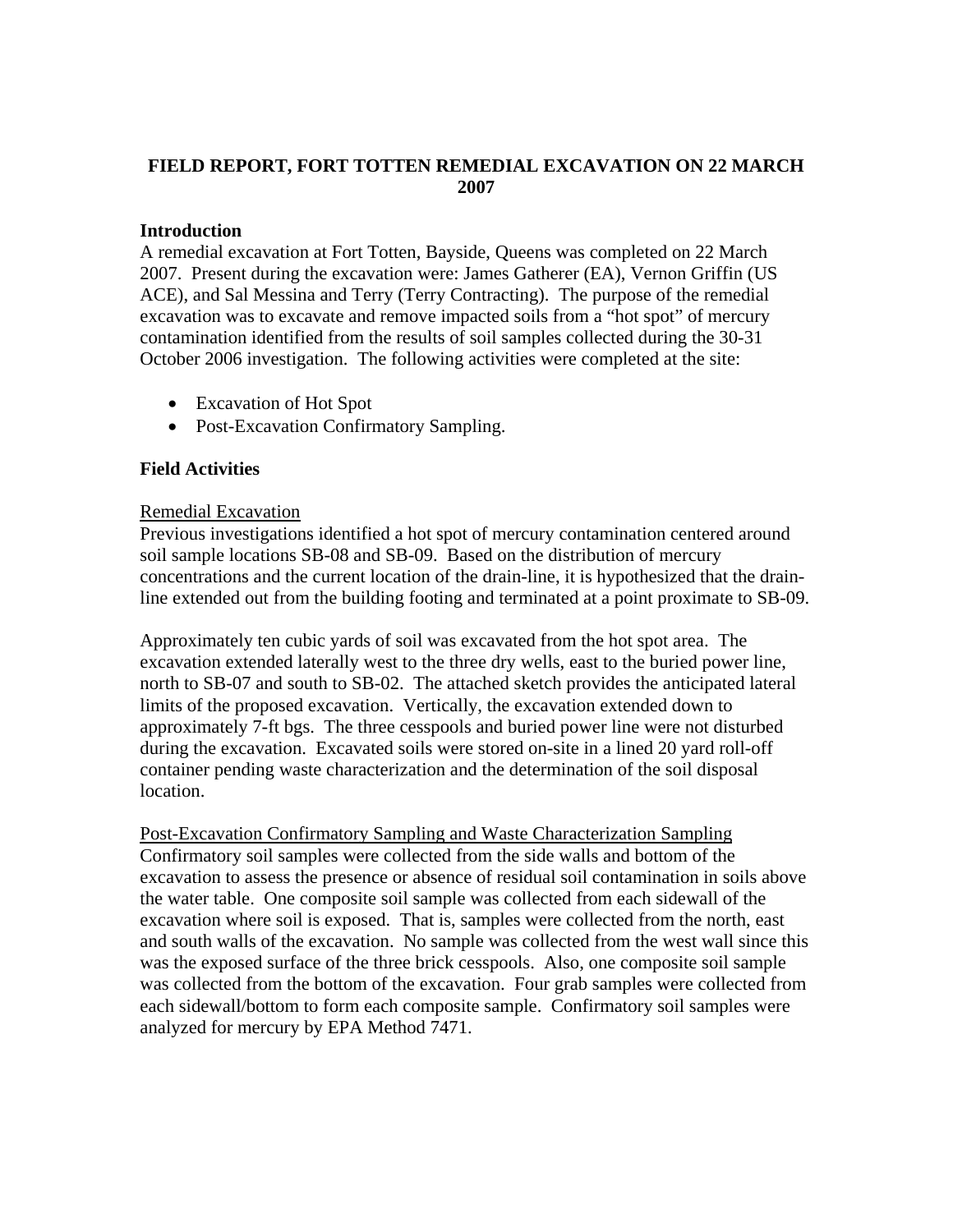# FIELD REPORT, FORT TOTTEN REMEDIAL EXCAVATION ON 22 MARCH 2007

## Introduction

A remedial excavation at Fort Totten, Bayside, Queens was completed on 22 March 2007. Present during the excavation were: James Gatherer (EA), Vernon Griffin (US ACE), and Sal Messina and Terry (Terry Contracting). The purpose of the remedial excavation was to excavate and remove impacted soils from a "hot spot" of mercury contamination identified from the results of soil samples collected during the 30-31 October 2006 investigation. The following activities were completed at the site:

- Excavation of Hot Spot
- Post-Excavation Confirmatory Sampling.

## Field Activities

### Remedial Excavation

Previous investigations identified a hot spot of mercury contamination centered around soil sample locations SB-08 and SB-09. Based on the distribution of mercury concentrations and the current location of the drain-line, it is hypothesized that the drain-line extended out from the building footing and terminated at a point proximate to SB-09.

Approximately ten cubic yards of soil was excavated from the hot spot area. The excavation extended laterally west to the three dry wells, east to the buried power line, north to SB-07 and south to SB-02. The attached sketch provides the anticipated lateral limits of the proposed excavation. Vertically, the excavation extended down to approximately 7-ft bgs. The three cesspools and buried power line were not disturbed during the excavation. Excavated soils were stored on-site in a lined 20 yard roll-off container pending waste characterization and the determination of the soil disposal location.

### Post-Excavation Confirmatory Sampling and Waste Characterization Sampling

Confirmatory soil samples were collected from the side walls and bottom of the excavation to assess the presence or absence of residual soil contamination in soils above the water table. One composite soil sample was collected from each sidewall of the excavation where soil is exposed. That is, samples were collected from the north, east and south walls of the excavation. No sample was collected from the west wall since this was the exposed surface of the three brick cesspools. Also, one composite soil sample was collected from the bottom of the excavation. Four grab samples were collected from each sidewall/bottom to form each composite sample. Confirmatory soil samples were analyzed for mercury by EPA Method 7471.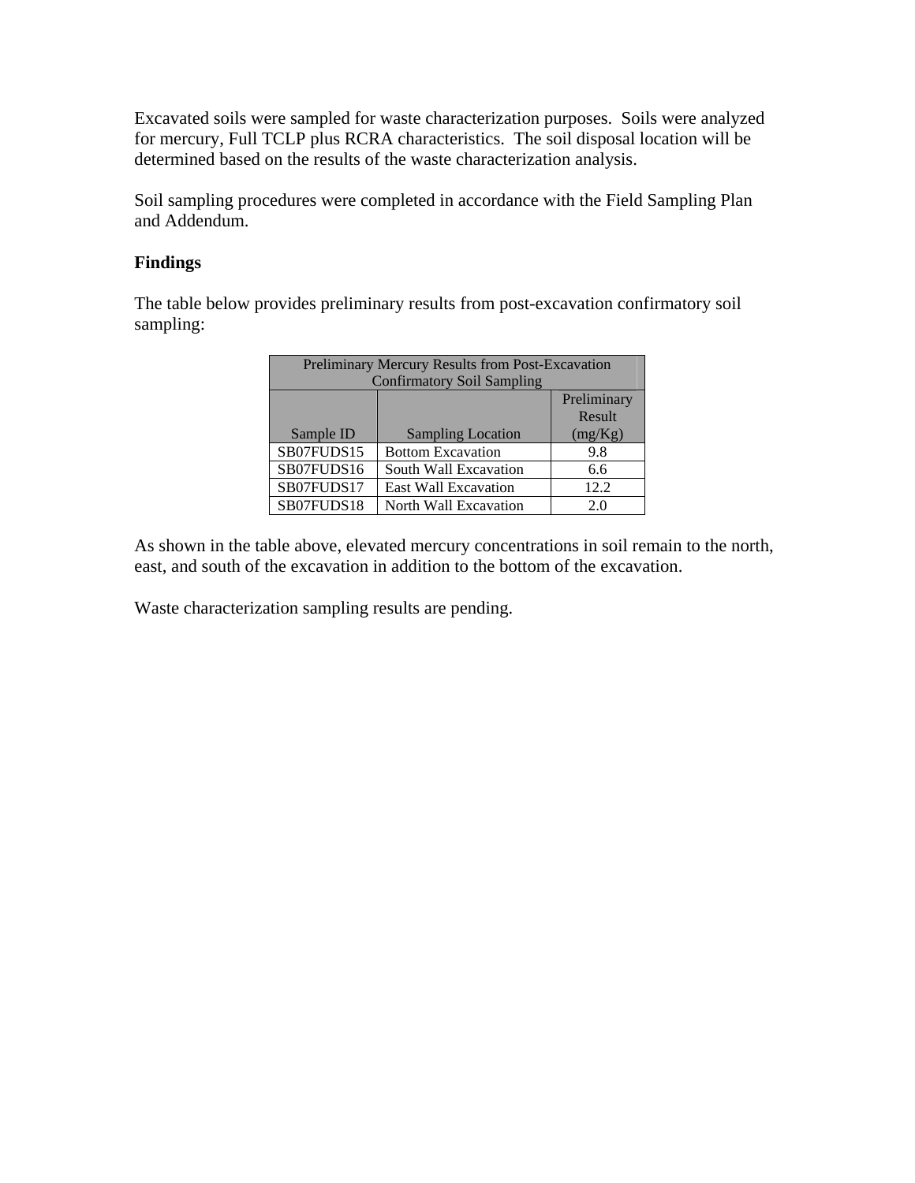Excavated soils were sampled for waste characterization purposes. Soils were analyzed for mercury, Full TCLP plus RCRA characteristics. The soil disposal location will be determined based on the results of the waste characterization analysis.

Soil sampling procedures were completed in accordance with the Field Sampling Plan and Addendum.

**Findings**

The table below provides preliminary results from post-excavation confirmatory soil sampling:

| Preliminary Mercury Results from Post-Excavation Confirmatory Soil Sampling | | |
|---|---|---|
| Sample ID | Sampling Location | Preliminary Result (mg/Kg) |
| SB07FUDS15 | Bottom Excavation | 9.8 |
| SB07FUDS16 | South Wall Excavation | 6.6 |
| SB07FUDS17 | East Wall Excavation | 12.2 |
| SB07FUDS18 | North Wall Excavation | 2.0 |

As shown in the table above, elevated mercury concentrations in soil remain to the north, east, and south of the excavation in addition to the bottom of the excavation.

Waste characterization sampling results are pending.